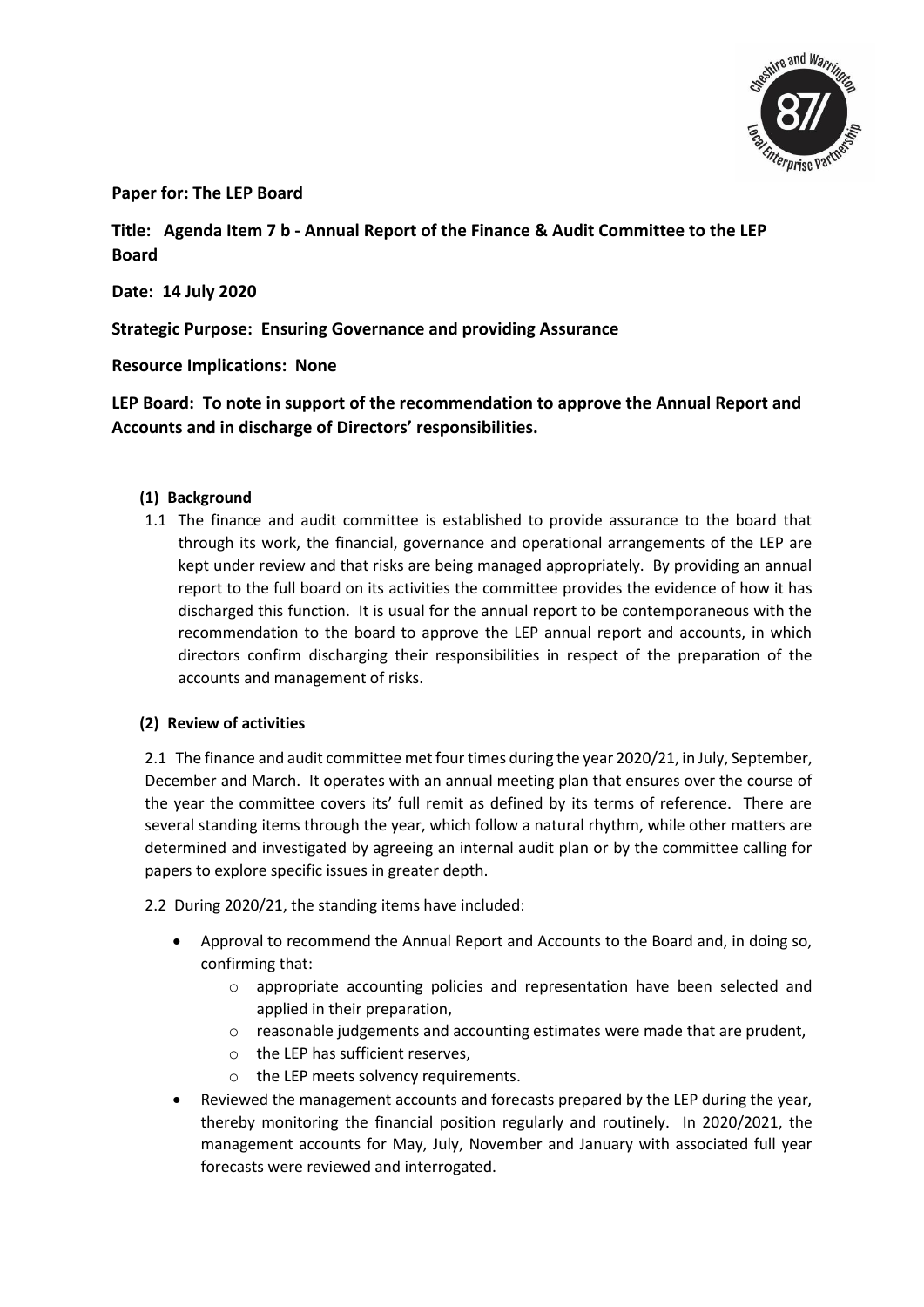**Paper for: The LEP Board**

**Title: Agenda Item 7 b - Annual Report of the Finance & Audit Committee to the LEP Board**

**Date: 14 July 2020**

**Strategic Purpose: Ensuring Governance and providing Assurance**

**Resource Implications: None**

**LEP Board: To note in support of the recommendation to approve the Annual Report and Accounts and in discharge of Directors' responsibilities.**

**(1) Background**

1.1 The finance and audit committee is established to provide assurance to the board that through its work, the financial, governance and operational arrangements of the LEP are kept under review and that risks are being managed appropriately. By providing an annual report to the full board on its activities the committee provides the evidence of how it has discharged this function. It is usual for the annual report to be contemporaneous with the recommendation to the board to approve the LEP annual report and accounts, in which directors confirm discharging their responsibilities in respect of the preparation of the accounts and management of risks.

**(2) Review of activities**

2.1 The finance and audit committee met four times during the year 2020/21, in July, September, December and March. It operates with an annual meeting plan that ensures over the course of the year the committee covers its' full remit as defined by its terms of reference. There are several standing items through the year, which follow a natural rhythm, while other matters are determined and investigated by agreeing an internal audit plan or by the committee calling for papers to explore specific issues in greater depth.

2.2 During 2020/21, the standing items have included:

- Approval to recommend the Annual Report and Accounts to the Board and, in doing so, confirming that:
  - appropriate accounting policies and representation have been selected and applied in their preparation,
  - reasonable judgements and accounting estimates were made that are prudent,
  - the LEP has sufficient reserves,
  - the LEP meets solvency requirements.
- Reviewed the management accounts and forecasts prepared by the LEP during the year, thereby monitoring the financial position regularly and routinely. In 2020/2021, the management accounts for May, July, November and January with associated full year forecasts were reviewed and interrogated.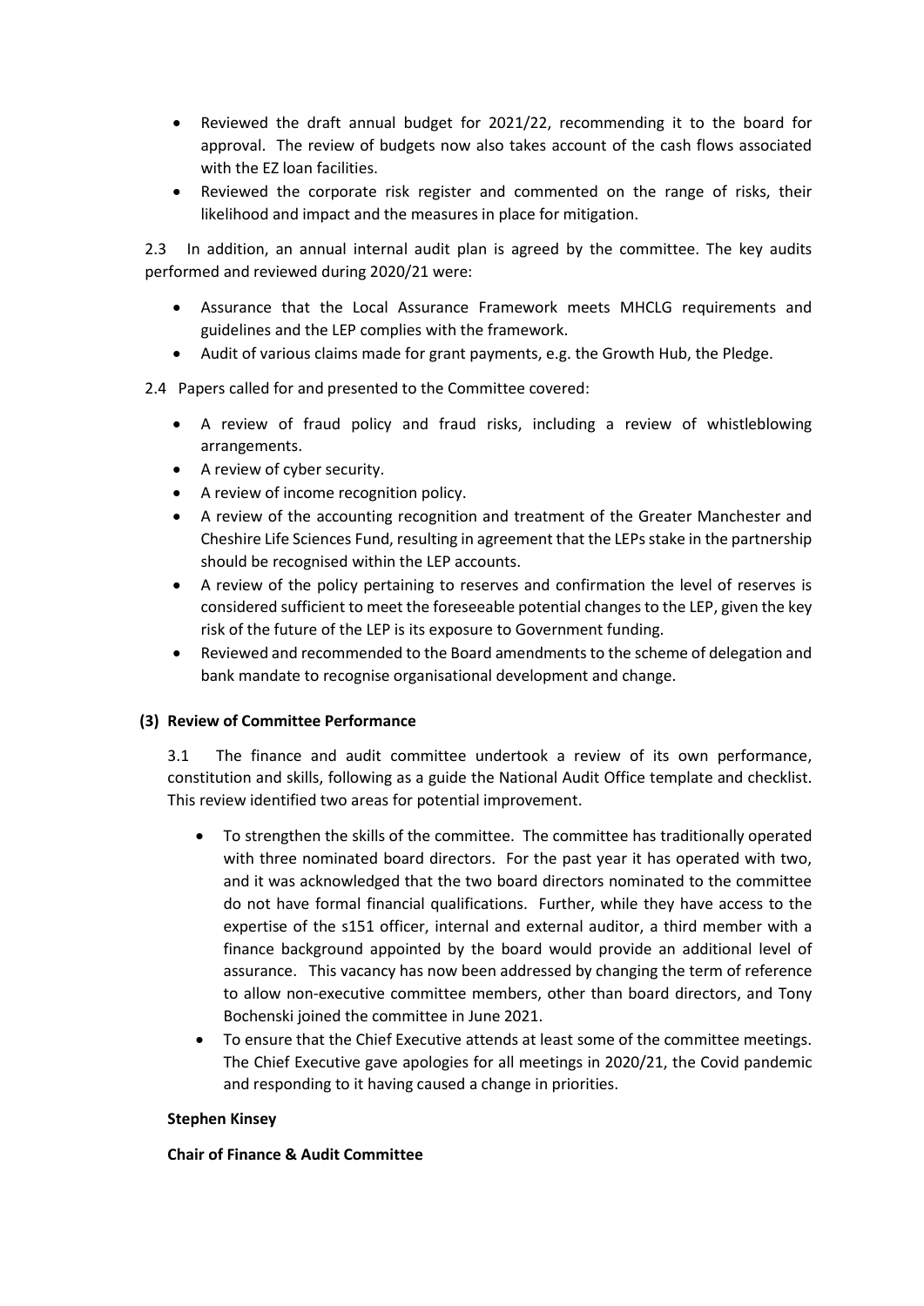- Reviewed the draft annual budget for 2021/22, recommending it to the board for approval. The review of budgets now also takes account of the cash flows associated with the EZ loan facilities.
- Reviewed the corporate risk register and commented on the range of risks, their likelihood and impact and the measures in place for mitigation.

2.3 In addition, an annual internal audit plan is agreed by the committee. The key audits performed and reviewed during 2020/21 were:

- Assurance that the Local Assurance Framework meets MHCLG requirements and guidelines and the LEP complies with the framework.
- Audit of various claims made for grant payments, e.g. the Growth Hub, the Pledge.

2.4 Papers called for and presented to the Committee covered:

- A review of fraud policy and fraud risks, including a review of whistleblowing arrangements.
- A review of cyber security.
- A review of income recognition policy.
- A review of the accounting recognition and treatment of the Greater Manchester and Cheshire Life Sciences Fund, resulting in agreement that the LEPs stake in the partnership should be recognised within the LEP accounts.
- A review of the policy pertaining to reserves and confirmation the level of reserves is considered sufficient to meet the foreseeable potential changes to the LEP, given the key risk of the future of the LEP is its exposure to Government funding.
- Reviewed and recommended to the Board amendments to the scheme of delegation and bank mandate to recognise organisational development and change.

**(3) Review of Committee Performance**

3.1 The finance and audit committee undertook a review of its own performance, constitution and skills, following as a guide the National Audit Office template and checklist. This review identified two areas for potential improvement.

- To strengthen the skills of the committee. The committee has traditionally operated with three nominated board directors. For the past year it has operated with two, and it was acknowledged that the two board directors nominated to the committee do not have formal financial qualifications. Further, while they have access to the expertise of the s151 officer, internal and external auditor, a third member with a finance background appointed by the board would provide an additional level of assurance. This vacancy has now been addressed by changing the term of reference to allow non-executive committee members, other than board directors, and Tony Bochenski joined the committee in June 2021.
- To ensure that the Chief Executive attends at least some of the committee meetings. The Chief Executive gave apologies for all meetings in 2020/21, the Covid pandemic and responding to it having caused a change in priorities.

**Stephen Kinsey**

**Chair of Finance & Audit Committee**